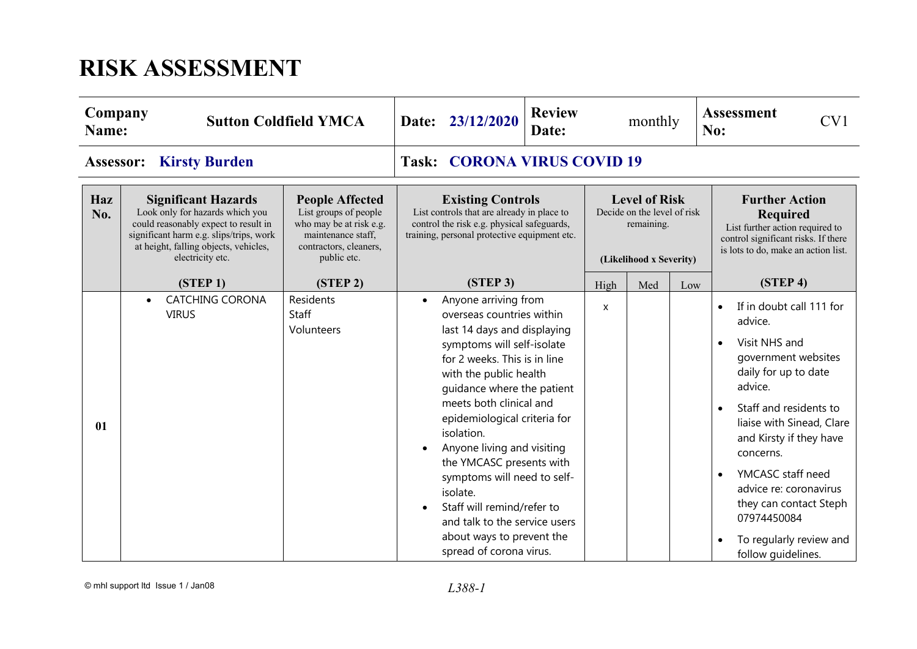# RISK ASSESSMENT

| **Company Name:** | **Sutton Coldfield YMCA** | **Date:** | **23/12/2020** | **Review Date:** | monthly | **Assessment No:** | CV1 |
|---|---|---|---|---|---|---|---|
| **Assessor:** | **Kirsty Burden** | **Task:** | **CORONA VIRUS COVID 19** | | | | |

| **Haz No.** | **Significant Hazards** Look only for hazards which you could reasonably expect to result in significant harm e.g. slips/trips, work at height, falling objects, vehicles, electricity etc. **(STEP 1)** | **People Affected** List groups of people who may be at risk e.g. maintenance staff, contractors, cleaners, public etc. **(STEP 2)** | **Existing Controls** List controls that are already in place to control the risk e.g. physical safeguards, training, personal protective equipment etc. **(STEP 3)** | **Level of Risk** Decide on the level of risk remaining. **(Likelihood x Severity)** High | Med | Low | **Further Action Required** List further action required to control significant risks. If there is lots to do, make an action list. **(STEP 4)** |
|---|---|---|---|---|---|---|---|
| **01** | • CATCHING CORONA VIRUS | Residents<br>Staff<br>Volunteers | • Anyone arriving from overseas countries within last 14 days and displaying symptoms will self-isolate for 2 weeks. This is in line with the public health guidance where the patient meets both clinical and epidemiological criteria for isolation.<br>• Anyone living and visiting the YMCASC presents with symptoms will need to self-isolate.<br>• Staff will remind/refer to and talk to the service users about ways to prevent the spread of corona virus. | x | | | • If in doubt call 111 for advice.<br>• Visit NHS and government websites daily for up to date advice.<br>• Staff and residents to liaise with Sinead, Clare and Kirsty if they have concerns.<br>• YMCASC staff need advice re: coronavirus they can contact Steph 07974450084<br>• To regularly review and follow guidelines. |

© mhl support ltd Issue 1 / Jan08

*L388-1*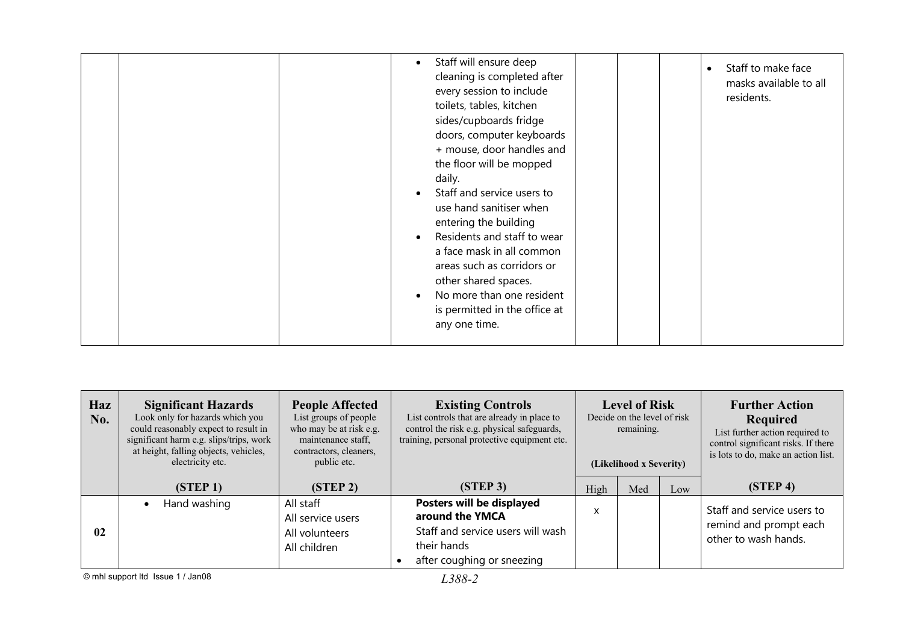| | | | | | | | |
|---|---|---|---|---|---|---|---|
| | | | • Staff will ensure deep cleaning is completed after every session to include toilets, tables, kitchen sides/cupboards fridge doors, computer keyboards + mouse, door handles and the floor will be mopped daily.<br>• Staff and service users to use hand sanitiser when entering the building<br>• Residents and staff to wear a face mask in all common areas such as corridors or other shared spaces.<br>• No more than one resident is permitted in the office at any one time. | | | | • Staff to make face masks available to all residents. |

| **Haz No.** | **Significant Hazards** Look only for hazards which you could reasonably expect to result in significant harm e.g. slips/trips, work at height, falling objects, vehicles, electricity etc. | **People Affected** List groups of people who may be at risk e.g. maintenance staff, contractors, cleaners, public etc. | **Existing Controls** List controls that are already in place to control the risk e.g. physical safeguards, training, personal protective equipment etc. | **Level of Risk** Decide on the level of risk remaining. (Likelihood x Severity) | | | **Further Action Required** List further action required to control significant risks. If there is lots to do, make an action list. |
|---|---|---|---|---|---|---|---|
| | **(STEP 1)** | **(STEP 2)** | **(STEP 3)** | High | Med | Low | **(STEP 4)** |
| **02** | • Hand washing | All staff<br>All service users<br>All volunteers<br>All children | **Posters will be displayed around the YMCA**<br>Staff and service users will wash their hands<br>• after coughing or sneezing | x | | | Staff and service users to remind and prompt each other to wash hands. |

© mhl support ltd Issue 1 / Jan08

*L388-2*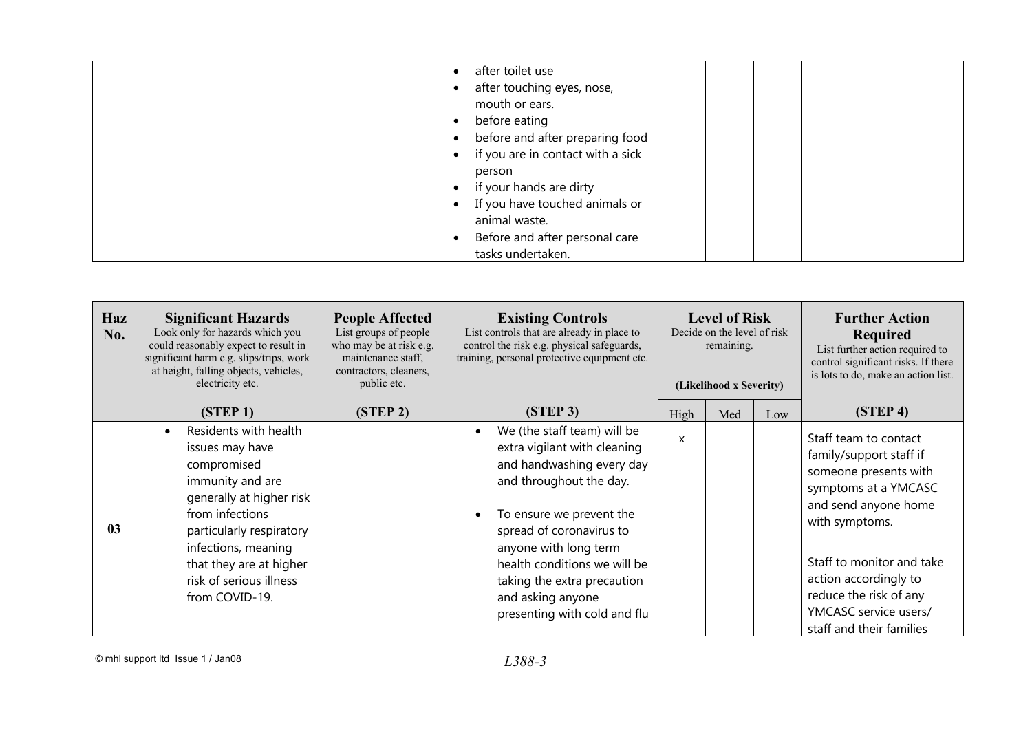| | | | | | | | |
|---|---|---|---|---|---|---|---|
| | | | • after toilet use<br>• after touching eyes, nose, mouth or ears.<br>• before eating<br>• before and after preparing food<br>• if you are in contact with a sick person<br>• if your hands are dirty<br>• If you have touched animals or animal waste.<br>• Before and after personal care tasks undertaken. | | | | |

| Haz No. | Significant Hazards<br>Look only for hazards which you could reasonably expect to result in significant harm e.g. slips/trips, work at height, falling objects, vehicles, electricity etc.<br><br>(STEP 1) | People Affected<br>List groups of people who may be at risk e.g. maintenance staff, contractors, cleaners, public etc.<br><br>(STEP 2) | Existing Controls<br>List controls that are already in place to control the risk e.g. physical safeguards, training, personal protective equipment etc.<br><br>(STEP 3) | Level of Risk<br>Decide on the level of risk remaining.<br><br>(Likelihood x Severity) | | | Further Action Required<br>List further action required to control significant risks. If there is lots to do, make an action list.<br><br>(STEP 4) |
|---|---|---|---|---|---|---|---|
| | | | | High | Med | Low | |
| 03 | • Residents with health issues may have compromised immunity and are generally at higher risk from infections particularly respiratory infections, meaning that they are at higher risk of serious illness from COVID-19. | | • We (the staff team) will be extra vigilant with cleaning and handwashing every day and throughout the day.<br><br>• To ensure we prevent the spread of coronavirus to anyone with long term health conditions we will be taking the extra precaution and asking anyone presenting with cold and flu | x | | | Staff team to contact family/support staff if someone presents with symptoms at a YMCASC and send anyone home with symptoms.<br><br>Staff to monitor and take action accordingly to reduce the risk of any YMCASC service users/ staff and their families |

© mhl support ltd Issue 1 / Jan08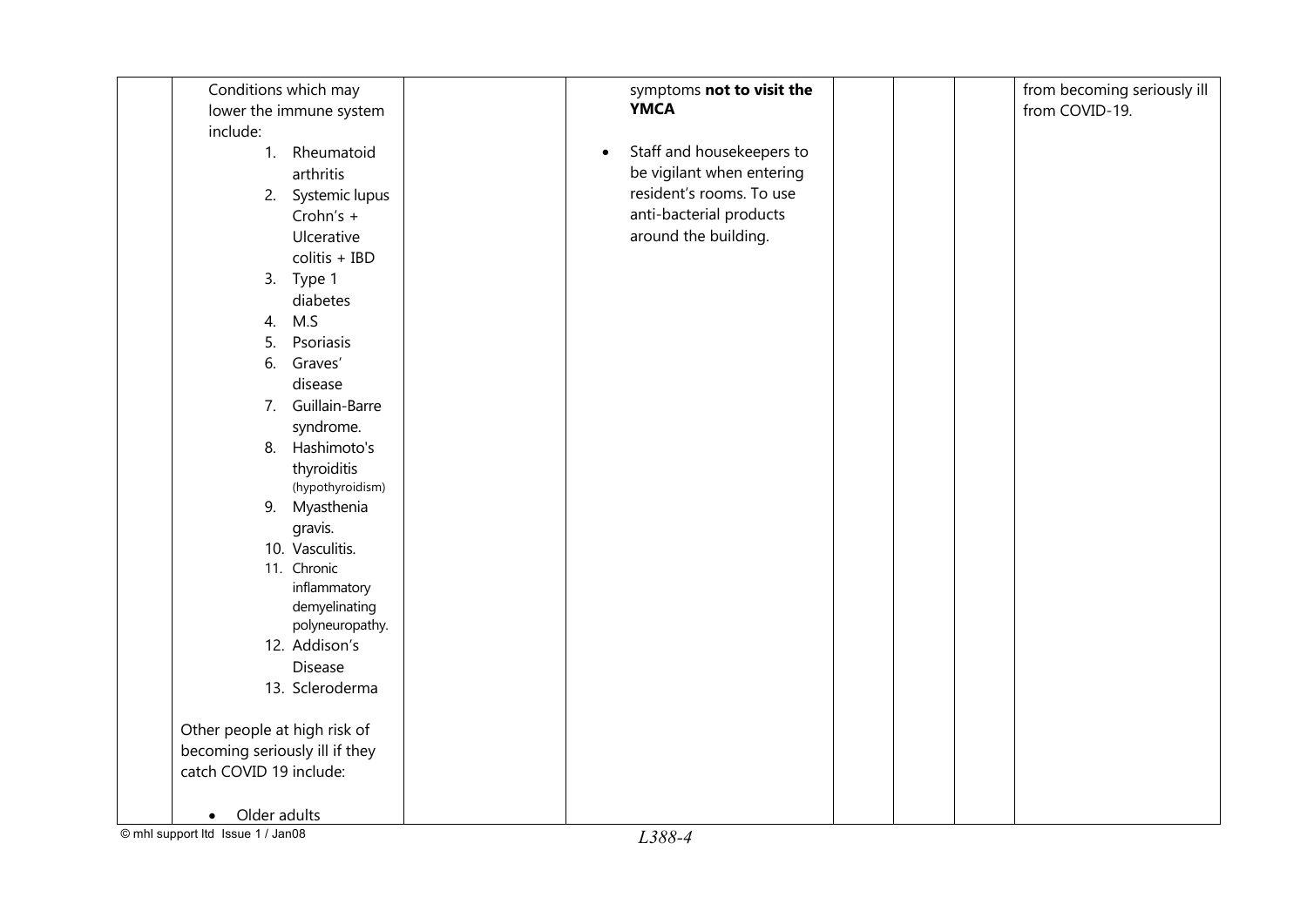| | | | | | | |
|---|---|---|---|---|---|---|
| | Conditions which may lower the immune system include:<br>1. Rheumatoid arthritis<br>2. Systemic lupus Crohn's + Ulcerative colitis + IBD<br>3. Type 1 diabetes<br>4. M.S<br>5. Psoriasis<br>6. Graves' disease<br>7. Guillain-Barre syndrome.<br>8. Hashimoto's thyroiditis (hypothyroidism)<br>9. Myasthenia gravis.<br>10. Vasculitis.<br>11. Chronic inflammatory demyelinating polyneuropathy.<br>12. Addison's Disease<br>13. Scleroderma<br><br>Other people at high risk of becoming seriously ill if they catch COVID 19 include:<br><br>• Older adults | | symptoms **not to visit the YMCA**<br><br>• Staff and housekeepers to be vigilant when entering resident's rooms. To use anti-bacterial products around the building. | | | | from becoming seriously ill from COVID-19. |

© mhl support ltd Issue 1 / Jan08

*L388-4*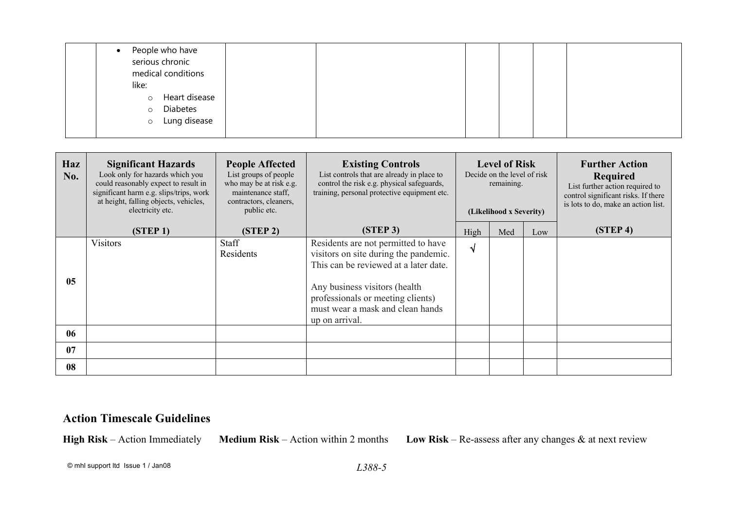| | | | | | | | |
|---|---|---|---|---|---|---|---|
| | • People who have serious chronic medical conditions like:<br>  ○ Heart disease<br>  ○ Diabetes<br>  ○ Lung disease | | | | | | |

| Haz No. | **Significant Hazards** Look only for hazards which you could reasonably expect to result in significant harm e.g. slips/trips, work at height, falling objects, vehicles, electricity etc. | **People Affected** List groups of people who may be at risk e.g. maintenance staff, contractors, cleaners, public etc. | **Existing Controls** List controls that are already in place to control the risk e.g. physical safeguards, training, personal protective equipment etc. | **Level of Risk** Decide on the level of risk remaining. **(Likelihood x Severity)** | | | **Further Action Required** List further action required to control significant risks. If there is lots to do, make an action list. |
|---|---|---|---|---|---|---|---|
| | **(STEP 1)** | **(STEP 2)** | **(STEP 3)** | High | Med | Low | **(STEP 4)** |
| **05** | Visitors | Staff<br>Residents | Residents are not permitted to have visitors on site during the pandemic. This can be reviewed at a later date.<br><br>Any business visitors (health professionals or meeting clients) must wear a mask and clean hands up on arrival. | √ | | | |
| **06** | | | | | | | |
| **07** | | | | | | | |
| **08** | | | | | | | |

## Action Timescale Guidelines

**High Risk** – Action Immediately **Medium Risk** – Action within 2 months **Low Risk** – Re-assess after any changes & at next review

© mhl support ltd Issue 1 / Jan08 *L388-5*